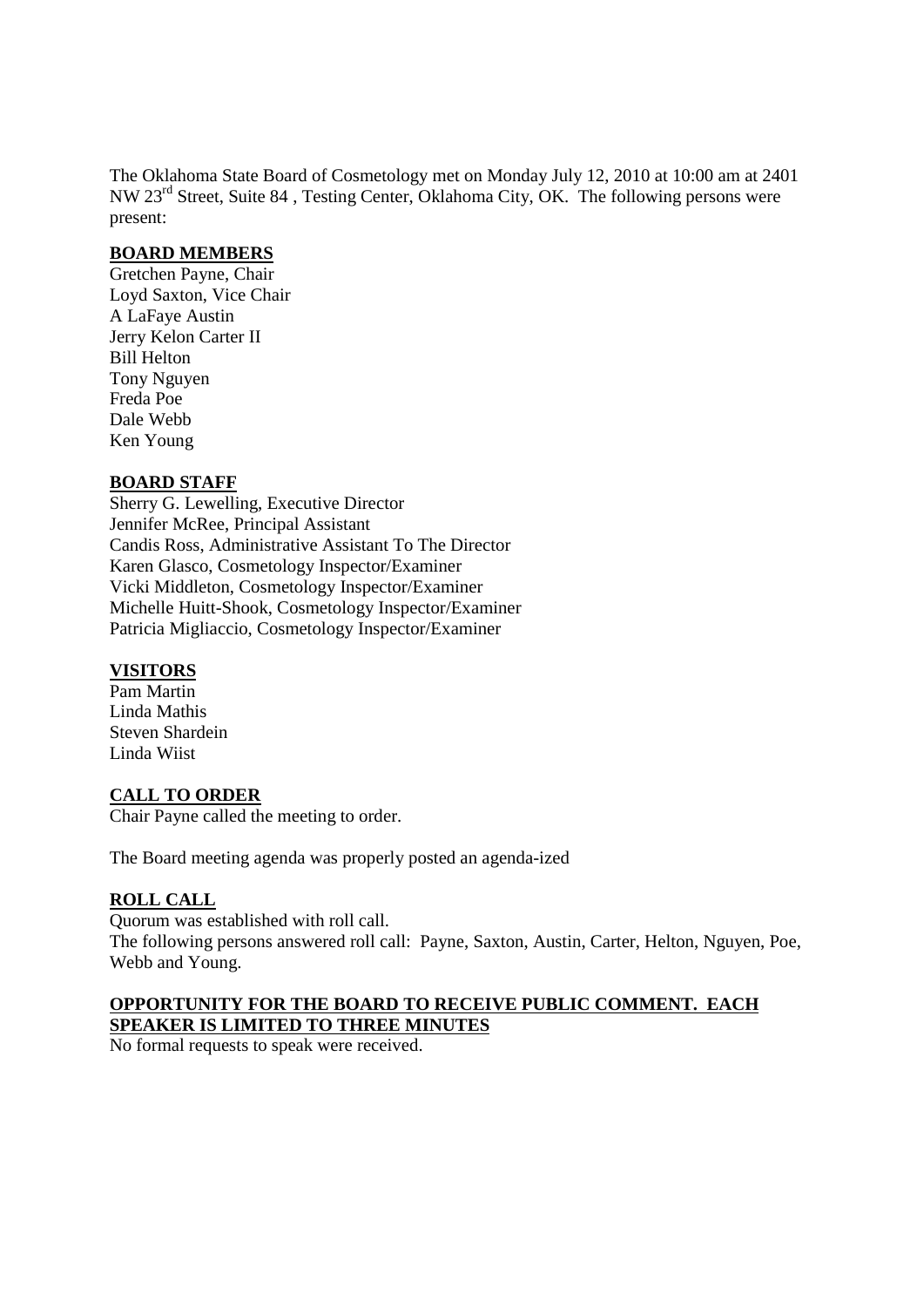The Oklahoma State Board of Cosmetology met on Monday July 12, 2010 at 10:00 am at 2401 NW 23rd Street, Suite 84 , Testing Center, Oklahoma City, OK. The following persons were present:

**BOARD MEMBERS**

Gretchen Payne, Chair
Loyd Saxton, Vice Chair
A LaFaye Austin
Jerry Kelon Carter II
Bill Helton
Tony Nguyen
Freda Poe
Dale Webb
Ken Young

**BOARD STAFF**

Sherry G. Lewelling, Executive Director
Jennifer McRee, Principal Assistant
Candis Ross, Administrative Assistant To The Director
Karen Glasco, Cosmetology Inspector/Examiner
Vicki Middleton, Cosmetology Inspector/Examiner
Michelle Huitt-Shook, Cosmetology Inspector/Examiner
Patricia Migliaccio, Cosmetology Inspector/Examiner

**VISITORS**

Pam Martin
Linda Mathis
Steven Shardein
Linda Wiist

**CALL TO ORDER**

Chair Payne called the meeting to order.

The Board meeting agenda was properly posted an agenda-ized

**ROLL CALL**

Quorum was established with roll call.
The following persons answered roll call: Payne, Saxton, Austin, Carter, Helton, Nguyen, Poe, Webb and Young.

**OPPORTUNITY FOR THE BOARD TO RECEIVE PUBLIC COMMENT. EACH SPEAKER IS LIMITED TO THREE MINUTES**

No formal requests to speak were received.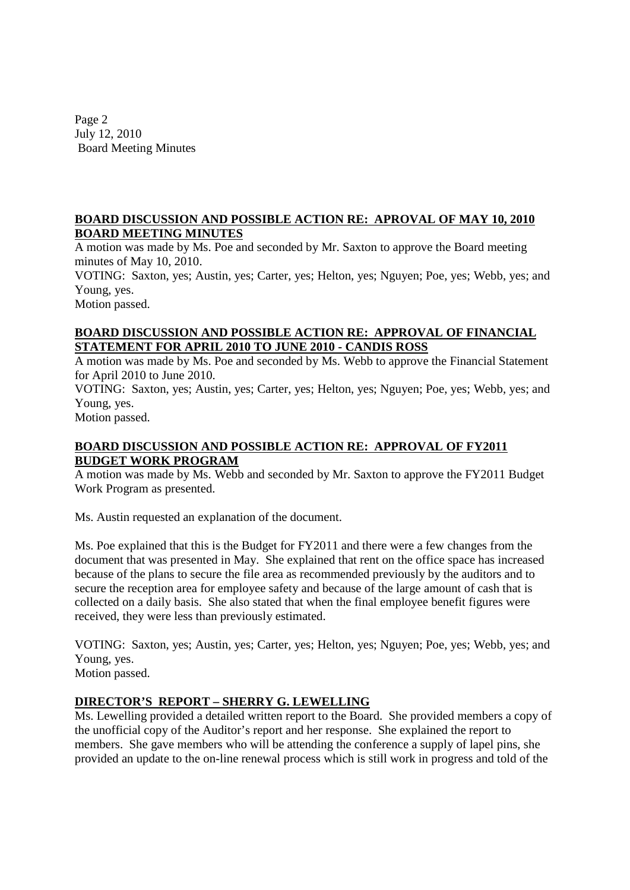**BOARD DISCUSSION AND POSSIBLE ACTION RE: APROVAL OF MAY 10, 2010 BOARD MEETING MINUTES**

A motion was made by Ms. Poe and seconded by Mr. Saxton to approve the Board meeting minutes of May 10, 2010.

VOTING: Saxton, yes; Austin, yes; Carter, yes; Helton, yes; Nguyen; Poe, yes; Webb, yes; and Young, yes.

Motion passed.

**BOARD DISCUSSION AND POSSIBLE ACTION RE: APPROVAL OF FINANCIAL STATEMENT FOR APRIL 2010 TO JUNE 2010 - CANDIS ROSS**

A motion was made by Ms. Poe and seconded by Ms. Webb to approve the Financial Statement for April 2010 to June 2010.

VOTING: Saxton, yes; Austin, yes; Carter, yes; Helton, yes; Nguyen; Poe, yes; Webb, yes; and Young, yes.

Motion passed.

**BOARD DISCUSSION AND POSSIBLE ACTION RE: APPROVAL OF FY2011 BUDGET WORK PROGRAM**

A motion was made by Ms. Webb and seconded by Mr. Saxton to approve the FY2011 Budget Work Program as presented.

Ms. Austin requested an explanation of the document.

Ms. Poe explained that this is the Budget for FY2011 and there were a few changes from the document that was presented in May. She explained that rent on the office space has increased because of the plans to secure the file area as recommended previously by the auditors and to secure the reception area for employee safety and because of the large amount of cash that is collected on a daily basis. She also stated that when the final employee benefit figures were received, they were less than previously estimated.

VOTING: Saxton, yes; Austin, yes; Carter, yes; Helton, yes; Nguyen; Poe, yes; Webb, yes; and Young, yes.

Motion passed.

**DIRECTOR'S REPORT – SHERRY G. LEWELLING**

Ms. Lewelling provided a detailed written report to the Board. She provided members a copy of the unofficial copy of the Auditor's report and her response. She explained the report to members. She gave members who will be attending the conference a supply of lapel pins, she provided an update to the on-line renewal process which is still work in progress and told of the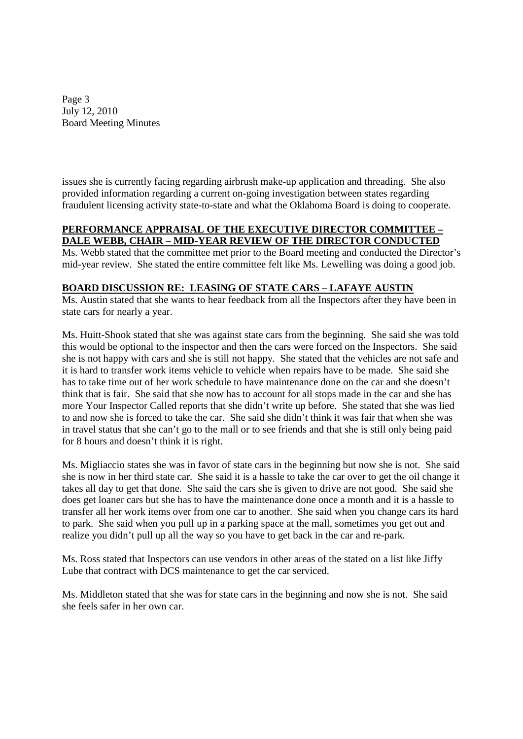issues she is currently facing regarding airbrush make-up application and threading. She also provided information regarding a current on-going investigation between states regarding fraudulent licensing activity state-to-state and what the Oklahoma Board is doing to cooperate.

**PERFORMANCE APPRAISAL OF THE EXECUTIVE DIRECTOR COMMITTEE – DALE WEBB, CHAIR – MID-YEAR REVIEW OF THE DIRECTOR CONDUCTED**

Ms. Webb stated that the committee met prior to the Board meeting and conducted the Director's mid-year review. She stated the entire committee felt like Ms. Lewelling was doing a good job.

**BOARD DISCUSSION RE: LEASING OF STATE CARS – LAFAYE AUSTIN**

Ms. Austin stated that she wants to hear feedback from all the Inspectors after they have been in state cars for nearly a year.

Ms. Huitt-Shook stated that she was against state cars from the beginning. She said she was told this would be optional to the inspector and then the cars were forced on the Inspectors. She said she is not happy with cars and she is still not happy. She stated that the vehicles are not safe and it is hard to transfer work items vehicle to vehicle when repairs have to be made. She said she has to take time out of her work schedule to have maintenance done on the car and she doesn't think that is fair. She said that she now has to account for all stops made in the car and she has more Your Inspector Called reports that she didn't write up before. She stated that she was lied to and now she is forced to take the car. She said she didn't think it was fair that when she was in travel status that she can't go to the mall or to see friends and that she is still only being paid for 8 hours and doesn't think it is right.

Ms. Migliaccio states she was in favor of state cars in the beginning but now she is not. She said she is now in her third state car. She said it is a hassle to take the car over to get the oil change it takes all day to get that done. She said the cars she is given to drive are not good. She said she does get loaner cars but she has to have the maintenance done once a month and it is a hassle to transfer all her work items over from one car to another. She said when you change cars its hard to park. She said when you pull up in a parking space at the mall, sometimes you get out and realize you didn't pull up all the way so you have to get back in the car and re-park.

Ms. Ross stated that Inspectors can use vendors in other areas of the stated on a list like Jiffy Lube that contract with DCS maintenance to get the car serviced.

Ms. Middleton stated that she was for state cars in the beginning and now she is not. She said she feels safer in her own car.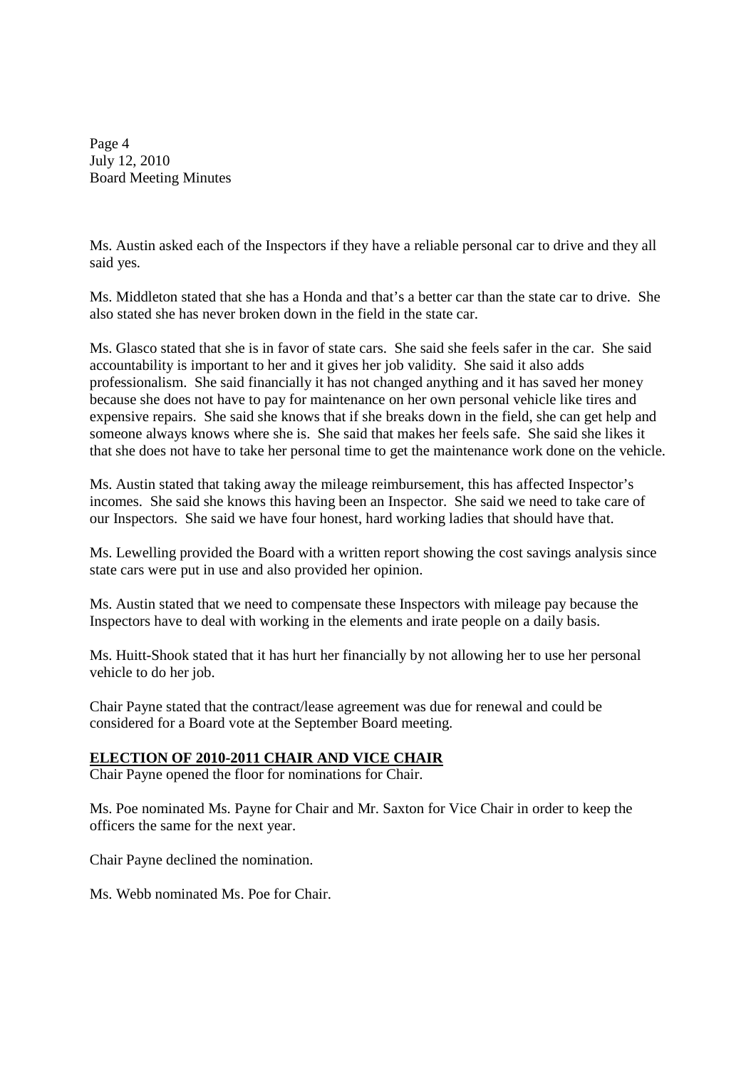Ms. Austin asked each of the Inspectors if they have a reliable personal car to drive and they all said yes.

Ms. Middleton stated that she has a Honda and that's a better car than the state car to drive. She also stated she has never broken down in the field in the state car.

Ms. Glasco stated that she is in favor of state cars. She said she feels safer in the car. She said accountability is important to her and it gives her job validity. She said it also adds professionalism. She said financially it has not changed anything and it has saved her money because she does not have to pay for maintenance on her own personal vehicle like tires and expensive repairs. She said she knows that if she breaks down in the field, she can get help and someone always knows where she is. She said that makes her feels safe. She said she likes it that she does not have to take her personal time to get the maintenance work done on the vehicle.

Ms. Austin stated that taking away the mileage reimbursement, this has affected Inspector's incomes. She said she knows this having been an Inspector. She said we need to take care of our Inspectors. She said we have four honest, hard working ladies that should have that.

Ms. Lewelling provided the Board with a written report showing the cost savings analysis since state cars were put in use and also provided her opinion.

Ms. Austin stated that we need to compensate these Inspectors with mileage pay because the Inspectors have to deal with working in the elements and irate people on a daily basis.

Ms. Huitt-Shook stated that it has hurt her financially by not allowing her to use her personal vehicle to do her job.

Chair Payne stated that the contract/lease agreement was due for renewal and could be considered for a Board vote at the September Board meeting.

## **ELECTION OF 2010-2011 CHAIR AND VICE CHAIR**

Chair Payne opened the floor for nominations for Chair.

Ms. Poe nominated Ms. Payne for Chair and Mr. Saxton for Vice Chair in order to keep the officers the same for the next year.

Chair Payne declined the nomination.

Ms. Webb nominated Ms. Poe for Chair.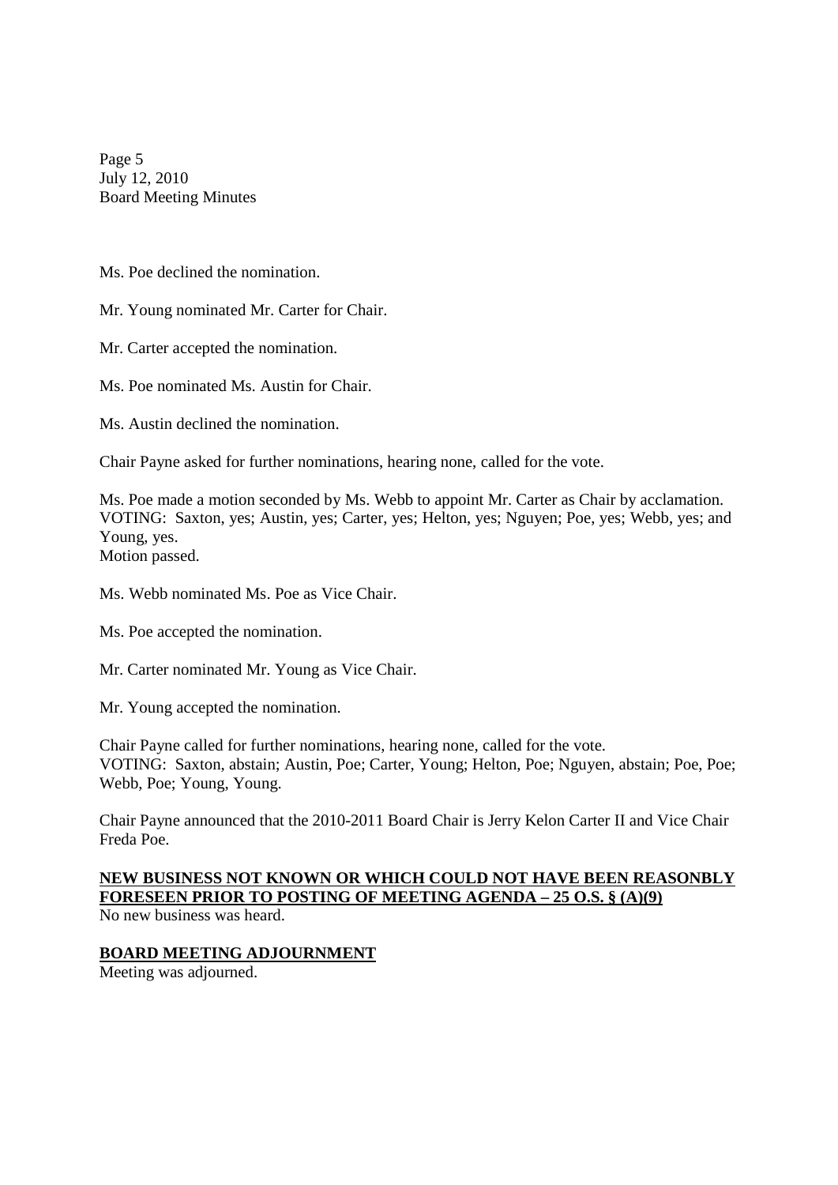Ms. Poe declined the nomination.

Mr. Young nominated Mr. Carter for Chair.

Mr. Carter accepted the nomination.

Ms. Poe nominated Ms. Austin for Chair.

Ms. Austin declined the nomination.

Chair Payne asked for further nominations, hearing none, called for the vote.

Ms. Poe made a motion seconded by Ms. Webb to appoint Mr. Carter as Chair by acclamation.
VOTING: Saxton, yes; Austin, yes; Carter, yes; Helton, yes; Nguyen; Poe, yes; Webb, yes; and Young, yes.
Motion passed.

Ms. Webb nominated Ms. Poe as Vice Chair.

Ms. Poe accepted the nomination.

Mr. Carter nominated Mr. Young as Vice Chair.

Mr. Young accepted the nomination.

Chair Payne called for further nominations, hearing none, called for the vote.
VOTING: Saxton, abstain; Austin, Poe; Carter, Young; Helton, Poe; Nguyen, abstain; Poe, Poe; Webb, Poe; Young, Young.

Chair Payne announced that the 2010-2011 Board Chair is Jerry Kelon Carter II and Vice Chair Freda Poe.

**NEW BUSINESS NOT KNOWN OR WHICH COULD NOT HAVE BEEN REASONBLY FORESEEN PRIOR TO POSTING OF MEETING AGENDA – 25 O.S. § (A)(9)**
No new business was heard.

**BOARD MEETING ADJOURNMENT**
Meeting was adjourned.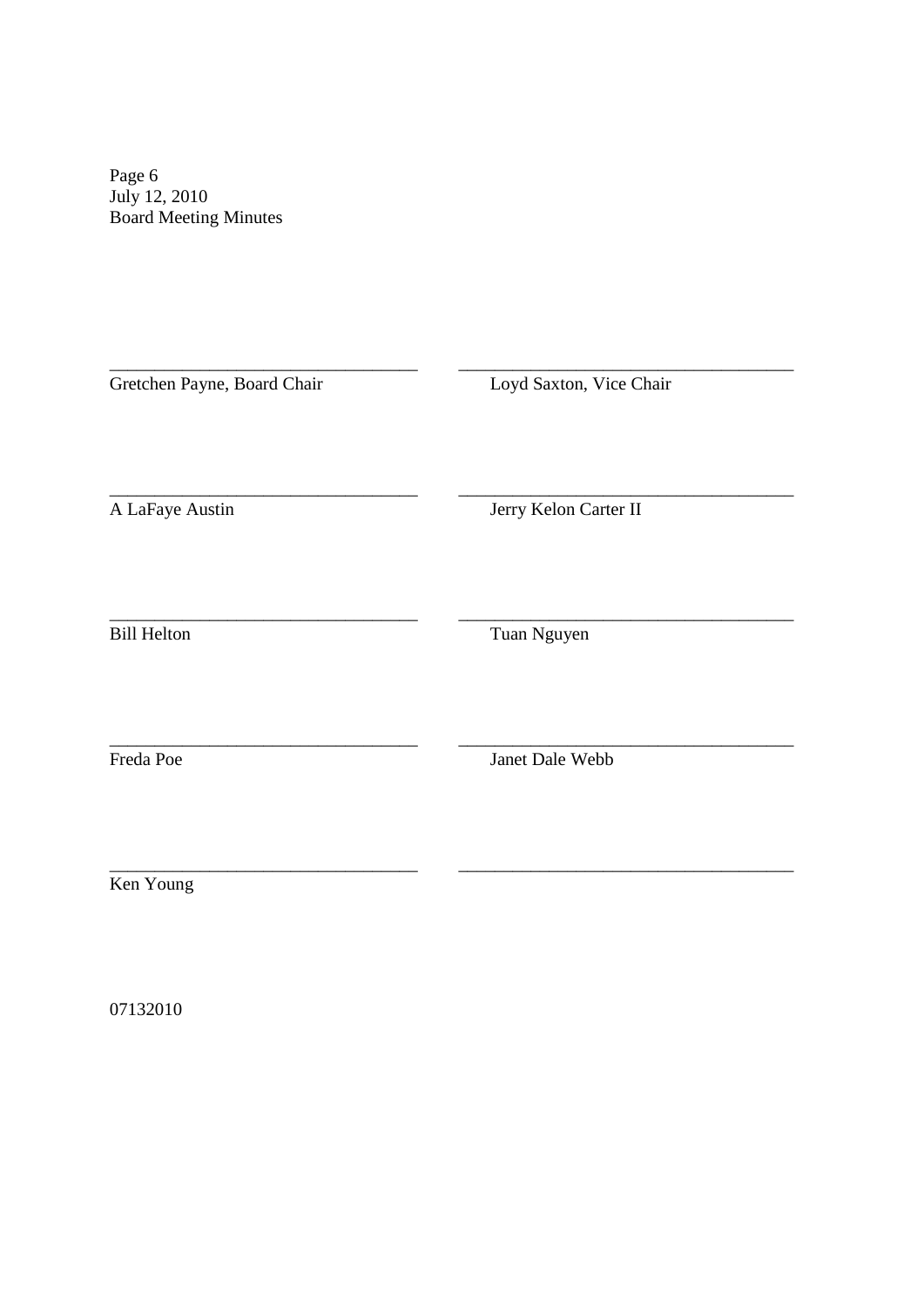Page 6
July 12, 2010
Board Meeting Minutes

| | |
|---|---|
| \_\_\_\_\_\_\_\_\_\_\_\_\_\_\_\_\_\_\_\_\_\_\_\_\_\_\_\_\_\_\_\_\_\_ | \_\_\_\_\_\_\_\_\_\_\_\_\_\_\_\_\_\_\_\_\_\_\_\_\_\_\_\_\_\_\_\_\_\_\_\_\_ |
| Gretchen Payne, Board Chair | Loyd Saxton, Vice Chair |
| \_\_\_\_\_\_\_\_\_\_\_\_\_\_\_\_\_\_\_\_\_\_\_\_\_\_\_\_\_\_\_\_\_\_ | \_\_\_\_\_\_\_\_\_\_\_\_\_\_\_\_\_\_\_\_\_\_\_\_\_\_\_\_\_\_\_\_\_\_\_\_\_ |
| A LaFaye Austin | Jerry Kelon Carter II |
| \_\_\_\_\_\_\_\_\_\_\_\_\_\_\_\_\_\_\_\_\_\_\_\_\_\_\_\_\_\_\_\_\_\_ | \_\_\_\_\_\_\_\_\_\_\_\_\_\_\_\_\_\_\_\_\_\_\_\_\_\_\_\_\_\_\_\_\_\_\_\_\_ |
| Bill Helton | Tuan Nguyen |
| \_\_\_\_\_\_\_\_\_\_\_\_\_\_\_\_\_\_\_\_\_\_\_\_\_\_\_\_\_\_\_\_\_\_ | \_\_\_\_\_\_\_\_\_\_\_\_\_\_\_\_\_\_\_\_\_\_\_\_\_\_\_\_\_\_\_\_\_\_\_\_\_ |
| Freda Poe | Janet Dale Webb |
| \_\_\_\_\_\_\_\_\_\_\_\_\_\_\_\_\_\_\_\_\_\_\_\_\_\_\_\_\_\_\_\_\_\_ | \_\_\_\_\_\_\_\_\_\_\_\_\_\_\_\_\_\_\_\_\_\_\_\_\_\_\_\_\_\_\_\_\_\_\_\_\_ |
| Ken Young | |

07132010